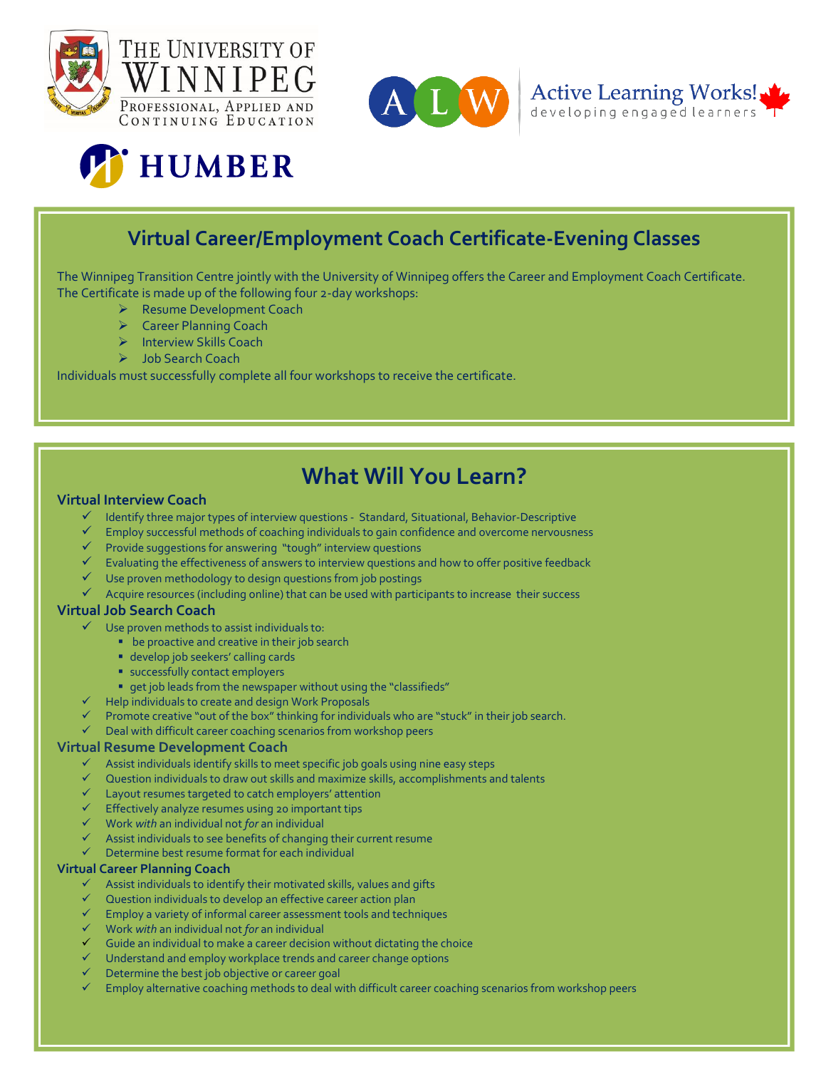# Virtual Career/Employment Coach Certificate-Evening Classes

The Winnipeg Transition Centre jointly with the University of Winnipeg offers the Career and Employment Coach Certificate. The Certificate is made up of the following four 2-day workshops:

- Resume Development Coach
- Career Planning Coach
- Interview Skills Coach
- Job Search Coach

Individuals must successfully complete all four workshops to receive the certificate.

## What Will You Learn?

### Virtual Interview Coach

- ✓ Identify three major types of interview questions - Standard, Situational, Behavior-Descriptive
- ✓ Employ successful methods of coaching individuals to gain confidence and overcome nervousness
- ✓ Provide suggestions for answering "tough" interview questions
- ✓ Evaluating the effectiveness of answers to interview questions and how to offer positive feedback
- ✓ Use proven methodology to design questions from job postings
- ✓ Acquire resources (including online) that can be used with participants to increase their success

### Virtual Job Search Coach

- ✓ Use proven methods to assist individuals to:
  - be proactive and creative in their job search
  - develop job seekers' calling cards
  - successfully contact employers
  - get job leads from the newspaper without using the "classifieds"
- ✓ Help individuals to create and design Work Proposals
- ✓ Promote creative "out of the box" thinking for individuals who are "stuck" in their job search.
- ✓ Deal with difficult career coaching scenarios from workshop peers

### Virtual Resume Development Coach

- ✓ Assist individuals identify skills to meet specific job goals using nine easy steps
- ✓ Question individuals to draw out skills and maximize skills, accomplishments and talents
- ✓ Layout resumes targeted to catch employers' attention
- ✓ Effectively analyze resumes using 20 important tips
- ✓ Work *with* an individual not *for* an individual
- ✓ Assist individuals to see benefits of changing their current resume
- ✓ Determine best resume format for each individual

### Virtual Career Planning Coach

- ✓ Assist individuals to identify their motivated skills, values and gifts
- ✓ Question individuals to develop an effective career action plan
- ✓ Employ a variety of informal career assessment tools and techniques
- ✓ Work *with* an individual not *for* an individual
- ✓ Guide an individual to make a career decision without dictating the choice
- ✓ Understand and employ workplace trends and career change options
- ✓ Determine the best job objective or career goal
- ✓ Employ alternative coaching methods to deal with difficult career coaching scenarios from workshop peers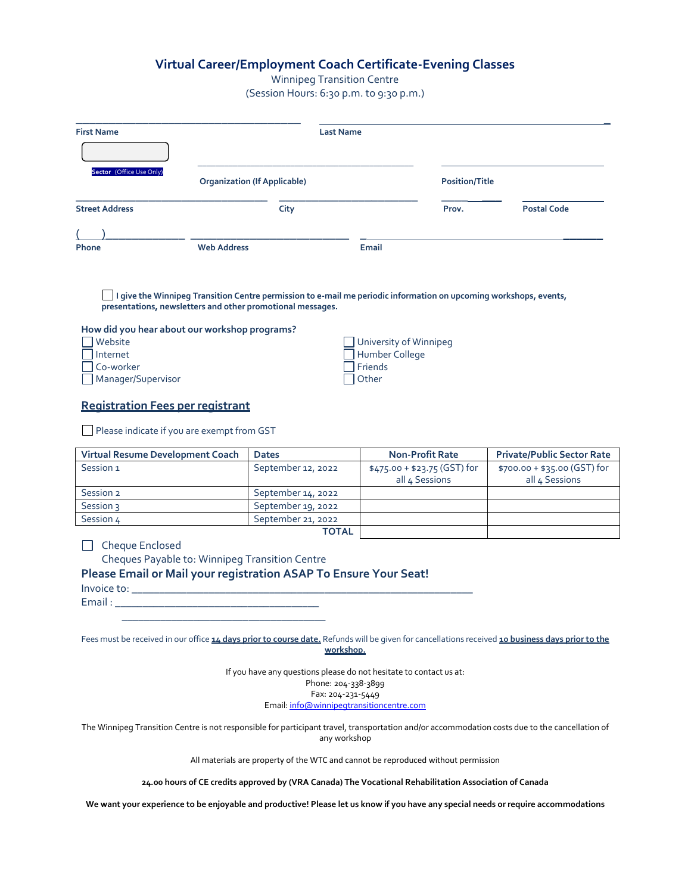# Virtual Career/Employment Coach Certificate-Evening Classes

Winnipeg Transition Centre

(Session Hours: 6:30 p.m. to 9:30 p.m.)

_______________________________________ _______________________________________________

**First Name** **Last Name**

Sector (Office Use Only)

_______________________________________ _______________________________

**Organization (If Applicable)** **Position/Title**

___________________________ ________________________ __________ ______________

**Street Address** **City** **Prov.** **Postal Code**

(      )_______________ ___________________________ _______________________________________

**Phone** **Web Address** **Email**

☐ **I give the Winnipeg Transition Centre permission to e-mail me periodic information on upcoming workshops, events, presentations, newsletters and other promotional messages.**

**How did you hear about our workshop programs?**

☐ Website
☐ Internet
☐ Co-worker
☐ Manager/Supervisor
☐ University of Winnipeg
☐ Humber College
☐ Friends
☐ Other

## Registration Fees per registrant

☐ Please indicate if you are exempt from GST

| Virtual Resume Development Coach | Dates | Non-Profit Rate | Private/Public Sector Rate |
|---|---|---|---|
| Session 1 | September 12, 2022 | $475.00 + $23.75 (GST) for all 4 Sessions | $700.00 + $35.00 (GST) for all 4 Sessions |
| Session 2 | September 14, 2022 | | |
| Session 3 | September 19, 2022 | | |
| Session 4 | September 21, 2022 | | |
| | **TOTAL** | | |

☐ Cheque Enclosed

Cheques Payable to: Winnipeg Transition Centre

**Please Email or Mail your registration ASAP To Ensure Your Seat!**

Invoice to: ____________________________________________________________

Email : ____________________________________

____________________________________

Fees must be received in our office **14 days prior to course date.** Refunds will be given for cancellations received **10 business days prior to the workshop.**

If you have any questions please do not hesitate to contact us at:
Phone: 204-338-3899
Fax: 204-231-5449
Email: info@winnipegtransitioncentre.com

The Winnipeg Transition Centre is not responsible for participant travel, transportation and/or accommodation costs due to the cancellation of any workshop

All materials are property of the WTC and cannot be reproduced without permission

**24.00 hours of CE credits approved by (VRA Canada) The Vocational Rehabilitation Association of Canada**

**We want your experience to be enjoyable and productive! Please let us know if you have any special needs or require accommodations**